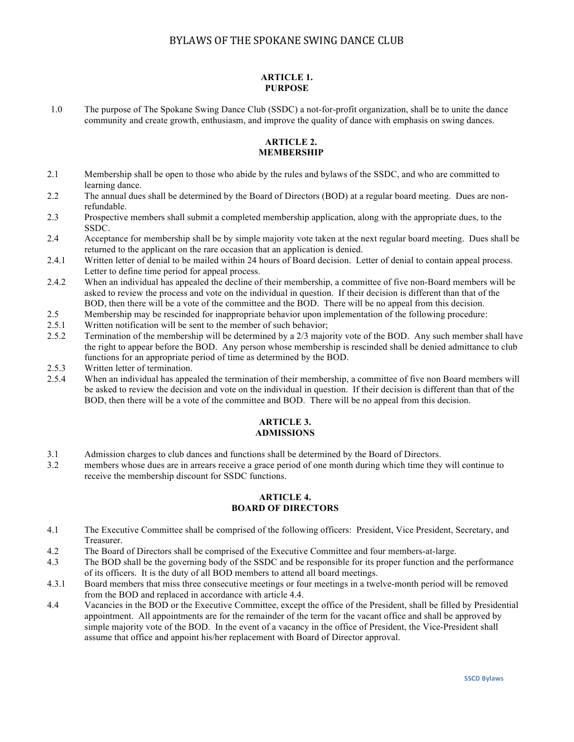# BYLAWS OF THE SPOKANE SWING DANCE CLUB

## ARTICLE 1.
## PURPOSE

1.0 The purpose of The Spokane Swing Dance Club (SSDC) a not-for-profit organization, shall be to unite the dance community and create growth, enthusiasm, and improve the quality of dance with emphasis on swing dances.

## ARTICLE 2.
## MEMBERSHIP

2.1 Membership shall be open to those who abide by the rules and bylaws of the SSDC, and who are committed to learning dance.

2.2 The annual dues shall be determined by the Board of Directors (BOD) at a regular board meeting. Dues are non-refundable.

2.3 Prospective members shall submit a completed membership application, along with the appropriate dues, to the SSDC.

2.4 Acceptance for membership shall be by simple majority vote taken at the next regular board meeting. Dues shall be returned to the applicant on the rare occasion that an application is denied.

2.4.1 Written letter of denial to be mailed within 24 hours of Board decision. Letter of denial to contain appeal process. Letter to define time period for appeal process.

2.4.2 When an individual has appealed the decline of their membership, a committee of five non-Board members will be asked to review the process and vote on the individual in question. If their decision is different than that of the BOD, then there will be a vote of the committee and the BOD. There will be no appeal from this decision.

2.5 Membership may be rescinded for inappropriate behavior upon implementation of the following procedure:

2.5.1 Written notification will be sent to the member of such behavior;

2.5.2 Termination of the membership will be determined by a 2/3 majority vote of the BOD. Any such member shall have the right to appear before the BOD. Any person whose membership is rescinded shall be denied admittance to club functions for an appropriate period of time as determined by the BOD.

2.5.3 Written letter of termination.

2.5.4 When an individual has appealed the termination of their membership, a committee of five non Board members will be asked to review the decision and vote on the individual in question. If their decision is different than that of the BOD, then there will be a vote of the committee and BOD. There will be no appeal from this decision.

## ARTICLE 3.
## ADMISSIONS

3.1 Admission charges to club dances and functions shall be determined by the Board of Directors.

3.2 members whose dues are in arrears receive a grace period of one month during which time they will continue to receive the membership discount for SSDC functions.

## ARTICLE 4.
## BOARD OF DIRECTORS

4.1 The Executive Committee shall be comprised of the following officers: President, Vice President, Secretary, and Treasurer.

4.2 The Board of Directors shall be comprised of the Executive Committee and four members-at-large.

4.3 The BOD shall be the governing body of the SSDC and be responsible for its proper function and the performance of its officers. It is the duty of all BOD members to attend all board meetings.

4.3.1 Board members that miss three consecutive meetings or four meetings in a twelve-month period will be removed from the BOD and replaced in accordance with article 4.4.

4.4 Vacancies in the BOD or the Executive Committee, except the office of the President, shall be filled by Presidential appointment. All appointments are for the remainder of the term for the vacant office and shall be approved by simple majority vote of the BOD. In the event of a vacancy in the office of President, the Vice-President shall assume that office and appoint his/her replacement with Board of Director approval.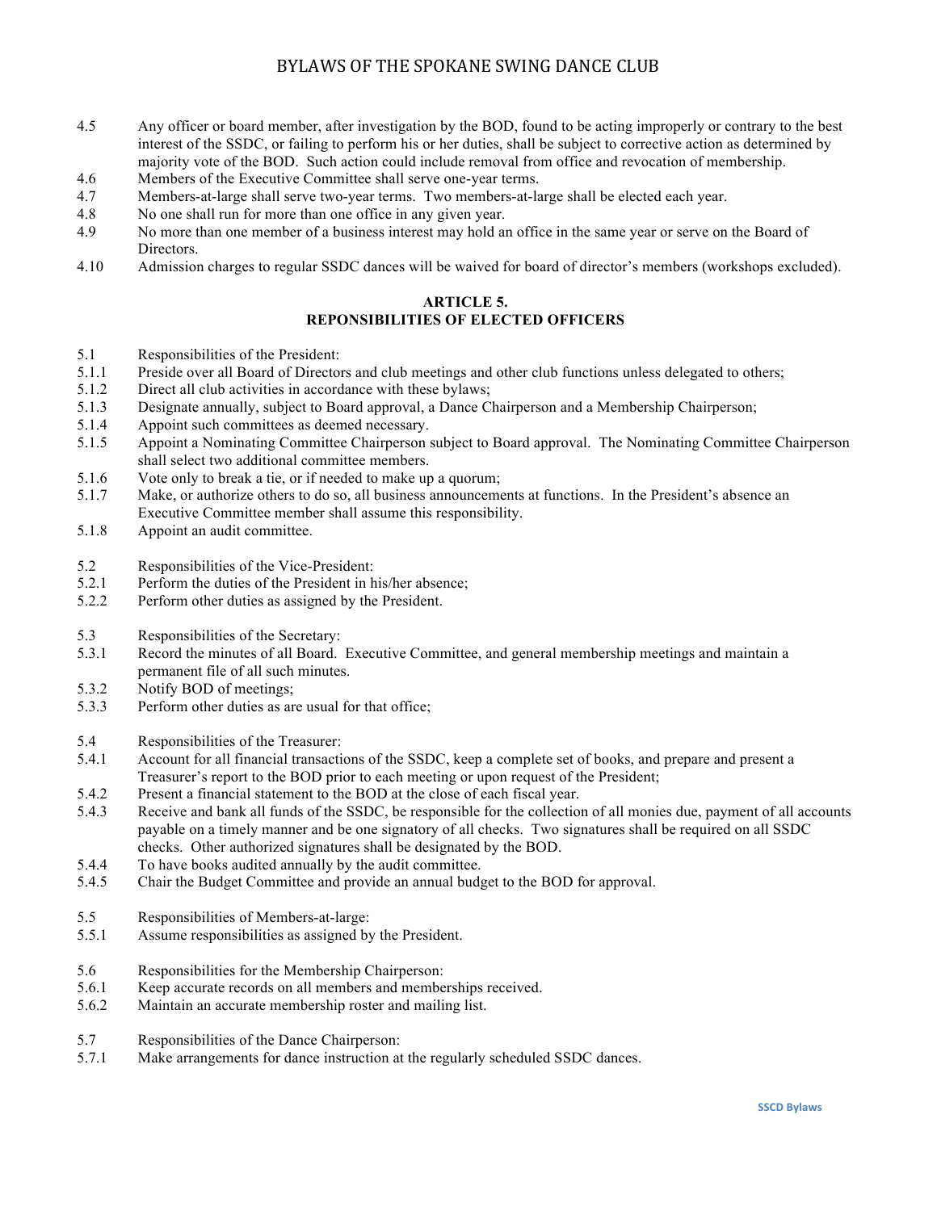4.5 Any officer or board member, after investigation by the BOD, found to be acting improperly or contrary to the best interest of the SSDC, or failing to perform his or her duties, shall be subject to corrective action as determined by majority vote of the BOD. Such action could include removal from office and revocation of membership.

4.6 Members of the Executive Committee shall serve one-year terms.

4.7 Members-at-large shall serve two-year terms. Two members-at-large shall be elected each year.

4.8 No one shall run for more than one office in any given year.

4.9 No more than one member of a business interest may hold an office in the same year or serve on the Board of Directors.

4.10 Admission charges to regular SSDC dances will be waived for board of director's members (workshops excluded).

## ARTICLE 5.
## REPONSIBILITIES OF ELECTED OFFICERS

5.1 Responsibilities of the President:

5.1.1 Preside over all Board of Directors and club meetings and other club functions unless delegated to others;

5.1.2 Direct all club activities in accordance with these bylaws;

5.1.3 Designate annually, subject to Board approval, a Dance Chairperson and a Membership Chairperson;

5.1.4 Appoint such committees as deemed necessary.

5.1.5 Appoint a Nominating Committee Chairperson subject to Board approval. The Nominating Committee Chairperson shall select two additional committee members.

5.1.6 Vote only to break a tie, or if needed to make up a quorum;

5.1.7 Make, or authorize others to do so, all business announcements at functions. In the President's absence an Executive Committee member shall assume this responsibility.

5.1.8 Appoint an audit committee.

5.2 Responsibilities of the Vice-President:

5.2.1 Perform the duties of the President in his/her absence;

5.2.2 Perform other duties as assigned by the President.

5.3 Responsibilities of the Secretary:

5.3.1 Record the minutes of all Board. Executive Committee, and general membership meetings and maintain a permanent file of all such minutes.

5.3.2 Notify BOD of meetings;

5.3.3 Perform other duties as are usual for that office;

5.4 Responsibilities of the Treasurer:

5.4.1 Account for all financial transactions of the SSDC, keep a complete set of books, and prepare and present a Treasurer's report to the BOD prior to each meeting or upon request of the President;

5.4.2 Present a financial statement to the BOD at the close of each fiscal year.

5.4.3 Receive and bank all funds of the SSDC, be responsible for the collection of all monies due, payment of all accounts payable on a timely manner and be one signatory of all checks. Two signatures shall be required on all SSDC checks. Other authorized signatures shall be designated by the BOD.

5.4.4 To have books audited annually by the audit committee.

5.4.5 Chair the Budget Committee and provide an annual budget to the BOD for approval.

5.5 Responsibilities of Members-at-large:

5.5.1 Assume responsibilities as assigned by the President.

5.6 Responsibilities for the Membership Chairperson:

5.6.1 Keep accurate records on all members and memberships received.

5.6.2 Maintain an accurate membership roster and mailing list.

5.7 Responsibilities of the Dance Chairperson:

5.7.1 Make arrangements for dance instruction at the regularly scheduled SSDC dances.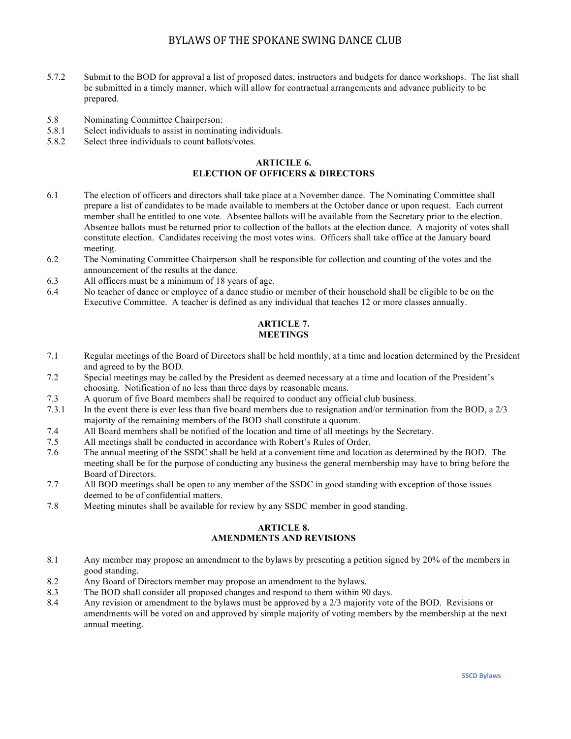5.7.2 Submit to the BOD for approval a list of proposed dates, instructors and budgets for dance workshops. The list shall be submitted in a timely manner, which will allow for contractual arrangements and advance publicity to be prepared.

5.8 Nominating Committee Chairperson:
5.8.1 Select individuals to assist in nominating individuals.
5.8.2 Select three individuals to count ballots/votes.

## ARTICILE 6.
## ELECTION OF OFFICERS & DIRECTORS

6.1 The election of officers and directors shall take place at a November dance. The Nominating Committee shall prepare a list of candidates to be made available to members at the October dance or upon request. Each current member shall be entitled to one vote. Absentee ballots will be available from the Secretary prior to the election. Absentee ballots must be returned prior to collection of the ballots at the election dance. A majority of votes shall constitute election. Candidates receiving the most votes wins. Officers shall take office at the January board meeting.
6.2 The Nominating Committee Chairperson shall be responsible for collection and counting of the votes and the announcement of the results at the dance.
6.3 All officers must be a minimum of 18 years of age.
6.4 No teacher of dance or employee of a dance studio or member of their household shall be eligible to be on the Executive Committee. A teacher is defined as any individual that teaches 12 or more classes annually.

## ARTICLE 7.
## MEETINGS

7.1 Regular meetings of the Board of Directors shall be held monthly, at a time and location determined by the President and agreed to by the BOD.
7.2 Special meetings may be called by the President as deemed necessary at a time and location of the President's choosing. Notification of no less than three days by reasonable means.
7.3 A quorum of five Board members shall be required to conduct any official club business.
7.3.1 In the event there is ever less than five board members due to resignation and/or termination from the BOD, a 2/3 majority of the remaining members of the BOD shall constitute a quorum.
7.4 All Board members shall be notified of the location and time of all meetings by the Secretary.
7.5 All meetings shall be conducted in accordance with Robert's Rules of Order.
7.6 The annual meeting of the SSDC shall be held at a convenient time and location as determined by the BOD. The meeting shall be for the purpose of conducting any business the general membership may have to bring before the Board of Directors.
7.7 All BOD meetings shall be open to any member of the SSDC in good standing with exception of those issues deemed to be of confidential matters.
7.8 Meeting minutes shall be available for review by any SSDC member in good standing.

## ARTICLE 8.
## AMENDMENTS AND REVISIONS

8.1 Any member may propose an amendment to the bylaws by presenting a petition signed by 20% of the members in good standing.
8.2 Any Board of Directors member may propose an amendment to the bylaws.
8.3 The BOD shall consider all proposed changes and respond to them within 90 days.
8.4 Any revision or amendment to the bylaws must be approved by a 2/3 majority vote of the BOD. Revisions or amendments will be voted on and approved by simple majority of voting members by the membership at the next annual meeting.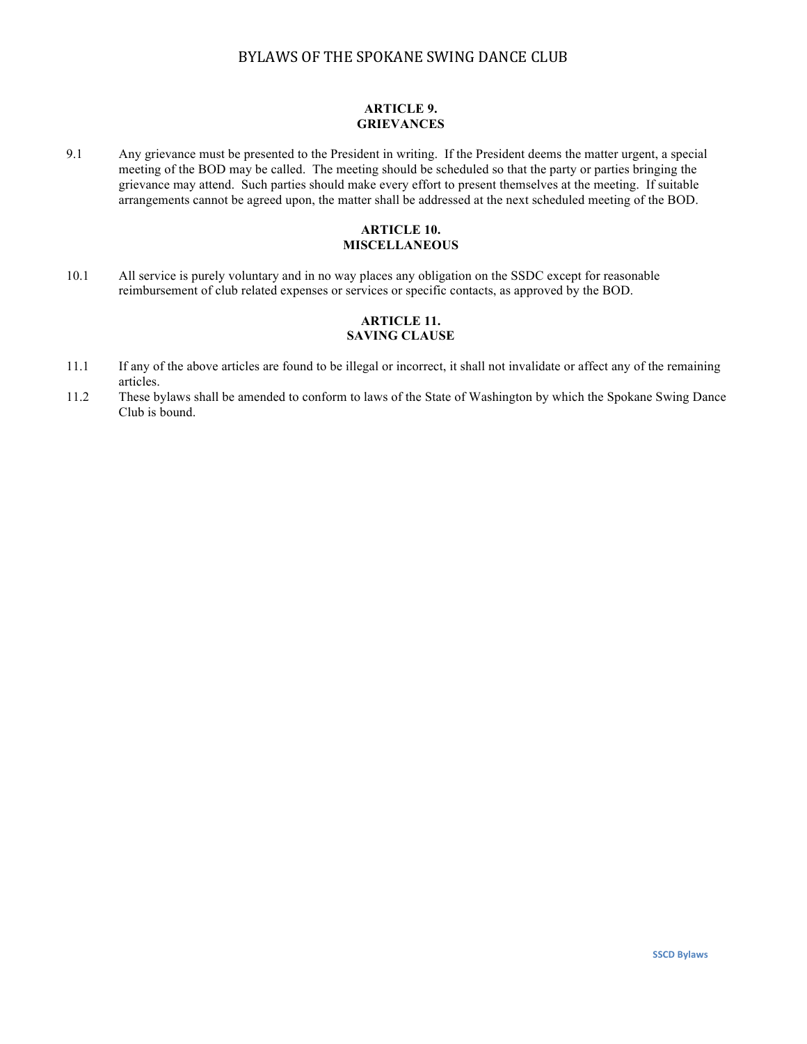## ARTICLE 9.
## GRIEVANCES

9.1 Any grievance must be presented to the President in writing. If the President deems the matter urgent, a special meeting of the BOD may be called. The meeting should be scheduled so that the party or parties bringing the grievance may attend. Such parties should make every effort to present themselves at the meeting. If suitable arrangements cannot be agreed upon, the matter shall be addressed at the next scheduled meeting of the BOD.

## ARTICLE 10.
## MISCELLANEOUS

10.1 All service is purely voluntary and in no way places any obligation on the SSDC except for reasonable reimbursement of club related expenses or services or specific contacts, as approved by the BOD.

## ARTICLE 11.
## SAVING CLAUSE

11.1 If any of the above articles are found to be illegal or incorrect, it shall not invalidate or affect any of the remaining articles.

11.2 These bylaws shall be amended to conform to laws of the State of Washington by which the Spokane Swing Dance Club is bound.